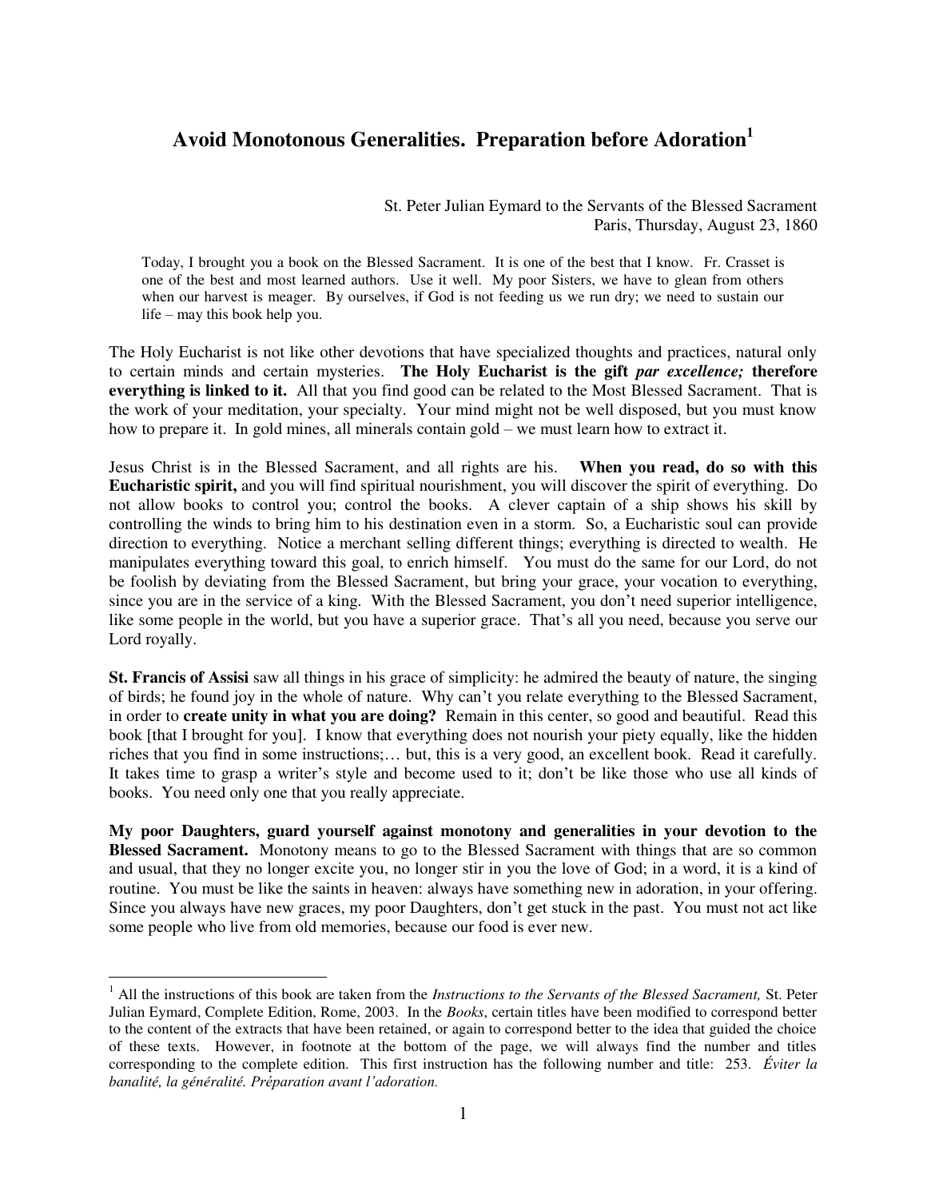# Avoid Monotonous Generalities. Preparation before Adoration[1]

St. Peter Julian Eymard to the Servants of the Blessed Sacrament
Paris, Thursday, August 23, 1860

> Today, I brought you a book on the Blessed Sacrament. It is one of the best that I know. Fr. Crasset is one of the best and most learned authors. Use it well. My poor Sisters, we have to glean from others when our harvest is meager. By ourselves, if God is not feeding us we run dry; we need to sustain our life – may this book help you.

The Holy Eucharist is not like other devotions that have specialized thoughts and practices, natural only to certain minds and certain mysteries. **The Holy Eucharist is the gift *par excellence;* therefore everything is linked to it.** All that you find good can be related to the Most Blessed Sacrament. That is the work of your meditation, your specialty. Your mind might not be well disposed, but you must know how to prepare it. In gold mines, all minerals contain gold – we must learn how to extract it.

Jesus Christ is in the Blessed Sacrament, and all rights are his. **When you read, do so with this Eucharistic spirit,** and you will find spiritual nourishment, you will discover the spirit of everything. Do not allow books to control you; control the books. A clever captain of a ship shows his skill by controlling the winds to bring him to his destination even in a storm. So, a Eucharistic soul can provide direction to everything. Notice a merchant selling different things; everything is directed to wealth. He manipulates everything toward this goal, to enrich himself. You must do the same for our Lord, do not be foolish by deviating from the Blessed Sacrament, but bring your grace, your vocation to everything, since you are in the service of a king. With the Blessed Sacrament, you don't need superior intelligence, like some people in the world, but you have a superior grace. That's all you need, because you serve our Lord royally.

**St. Francis of Assisi** saw all things in his grace of simplicity: he admired the beauty of nature, the singing of birds; he found joy in the whole of nature. Why can't you relate everything to the Blessed Sacrament, in order to **create unity in what you are doing?** Remain in this center, so good and beautiful. Read this book [that I brought for you]. I know that everything does not nourish your piety equally, like the hidden riches that you find in some instructions;… but, this is a very good, an excellent book. Read it carefully. It takes time to grasp a writer's style and become used to it; don't be like those who use all kinds of books. You need only one that you really appreciate.

**My poor Daughters, guard yourself against monotony and generalities in your devotion to the Blessed Sacrament.** Monotony means to go to the Blessed Sacrament with things that are so common and usual, that they no longer excite you, no longer stir in you the love of God; in a word, it is a kind of routine. You must be like the saints in heaven: always have something new in adoration, in your offering. Since you always have new graces, my poor Daughters, don't get stuck in the past. You must not act like some people who live from old memories, because our food is ever new.

---

[1] All the instructions of this book are taken from the *Instructions to the Servants of the Blessed Sacrament,* St. Peter Julian Eymard, Complete Edition, Rome, 2003. In the *Books*, certain titles have been modified to correspond better to the content of the extracts that have been retained, or again to correspond better to the idea that guided the choice of these texts. However, in footnote at the bottom of the page, we will always find the number and titles corresponding to the complete edition. This first instruction has the following number and title: 253. *Éviter la banalité, la généralité. Préparation avant l'adoration.*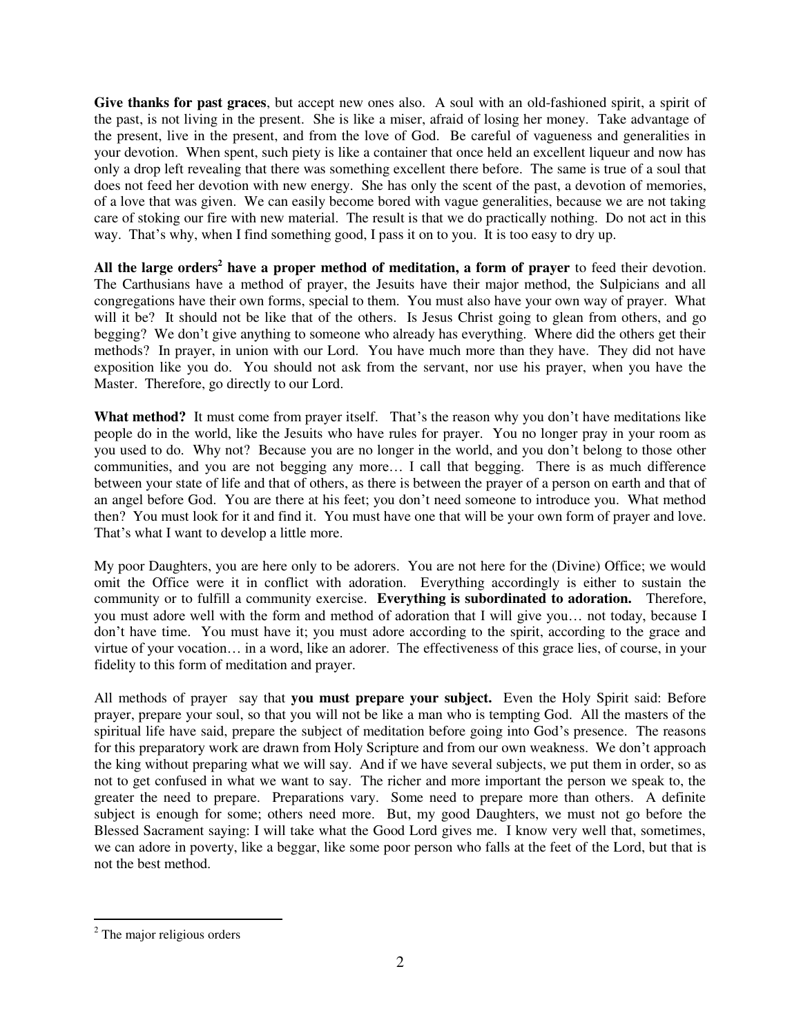**Give thanks for past graces**, but accept new ones also. A soul with an old-fashioned spirit, a spirit of the past, is not living in the present. She is like a miser, afraid of losing her money. Take advantage of the present, live in the present, and from the love of God. Be careful of vagueness and generalities in your devotion. When spent, such piety is like a container that once held an excellent liqueur and now has only a drop left revealing that there was something excellent there before. The same is true of a soul that does not feed her devotion with new energy. She has only the scent of the past, a devotion of memories, of a love that was given. We can easily become bored with vague generalities, because we are not taking care of stoking our fire with new material. The result is that we do practically nothing. Do not act in this way. That's why, when I find something good, I pass it on to you. It is too easy to dry up.

**All the large orders[2] have a proper method of meditation, a form of prayer** to feed their devotion. The Carthusians have a method of prayer, the Jesuits have their major method, the Sulpicians and all congregations have their own forms, special to them. You must also have your own way of prayer. What will it be? It should not be like that of the others. Is Jesus Christ going to glean from others, and go begging? We don't give anything to someone who already has everything. Where did the others get their methods? In prayer, in union with our Lord. You have much more than they have. They did not have exposition like you do. You should not ask from the servant, nor use his prayer, when you have the Master. Therefore, go directly to our Lord.

**What method?** It must come from prayer itself. That's the reason why you don't have meditations like people do in the world, like the Jesuits who have rules for prayer. You no longer pray in your room as you used to do. Why not? Because you are no longer in the world, and you don't belong to those other communities, and you are not begging any more… I call that begging. There is as much difference between your state of life and that of others, as there is between the prayer of a person on earth and that of an angel before God. You are there at his feet; you don't need someone to introduce you. What method then? You must look for it and find it. You must have one that will be your own form of prayer and love. That's what I want to develop a little more.

My poor Daughters, you are here only to be adorers. You are not here for the (Divine) Office; we would omit the Office were it in conflict with adoration. Everything accordingly is either to sustain the community or to fulfill a community exercise. **Everything is subordinated to adoration.** Therefore, you must adore well with the form and method of adoration that I will give you… not today, because I don't have time. You must have it; you must adore according to the spirit, according to the grace and virtue of your vocation… in a word, like an adorer. The effectiveness of this grace lies, of course, in your fidelity to this form of meditation and prayer.

All methods of prayer say that **you must prepare your subject.** Even the Holy Spirit said: Before prayer, prepare your soul, so that you will not be like a man who is tempting God. All the masters of the spiritual life have said, prepare the subject of meditation before going into God's presence. The reasons for this preparatory work are drawn from Holy Scripture and from our own weakness. We don't approach the king without preparing what we will say. And if we have several subjects, we put them in order, so as not to get confused in what we want to say. The richer and more important the person we speak to, the greater the need to prepare. Preparations vary. Some need to prepare more than others. A definite subject is enough for some; others need more. But, my good Daughters, we must not go before the Blessed Sacrament saying: I will take what the Good Lord gives me. I know very well that, sometimes, we can adore in poverty, like a beggar, like some poor person who falls at the feet of the Lord, but that is not the best method.

---

[2] The major religious orders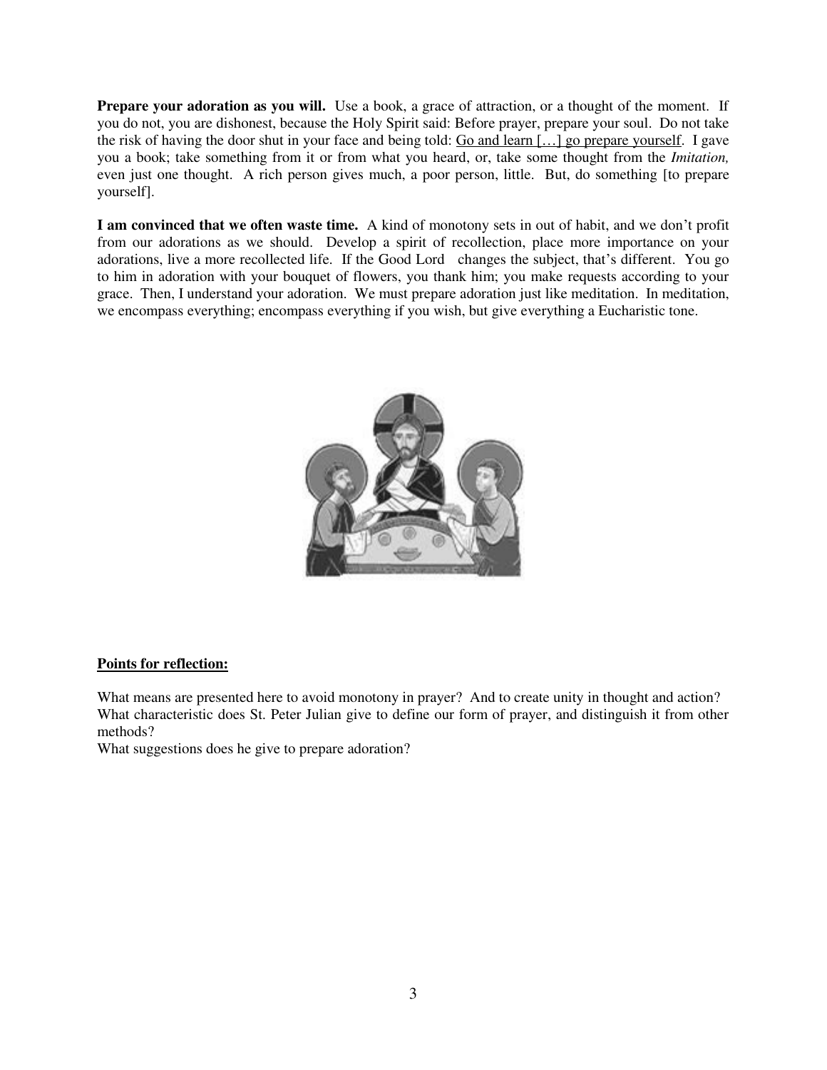**Prepare your adoration as you will.** Use a book, a grace of attraction, or a thought of the moment. If you do not, you are dishonest, because the Holy Spirit said: Before prayer, prepare your soul. Do not take the risk of having the door shut in your face and being told: <u>Go and learn […] go prepare yourself</u>. I gave you a book; take something from it or from what you heard, or, take some thought from the *Imitation,* even just one thought. A rich person gives much, a poor person, little. But, do something [to prepare yourself].

**I am convinced that we often waste time.** A kind of monotony sets in out of habit, and we don't profit from our adorations as we should. Develop a spirit of recollection, place more importance on your adorations, live a more recollected life. If the Good Lord changes the subject, that's different. You go to him in adoration with your bouquet of flowers, you thank him; you make requests according to your grace. Then, I understand your adoration. We must prepare adoration just like meditation. In meditation, we encompass everything; encompass everything if you wish, but give everything a Eucharistic tone.

**<u>Points for reflection:</u>**

What means are presented here to avoid monotony in prayer? And to create unity in thought and action?
What characteristic does St. Peter Julian give to define our form of prayer, and distinguish it from other methods?
What suggestions does he give to prepare adoration?